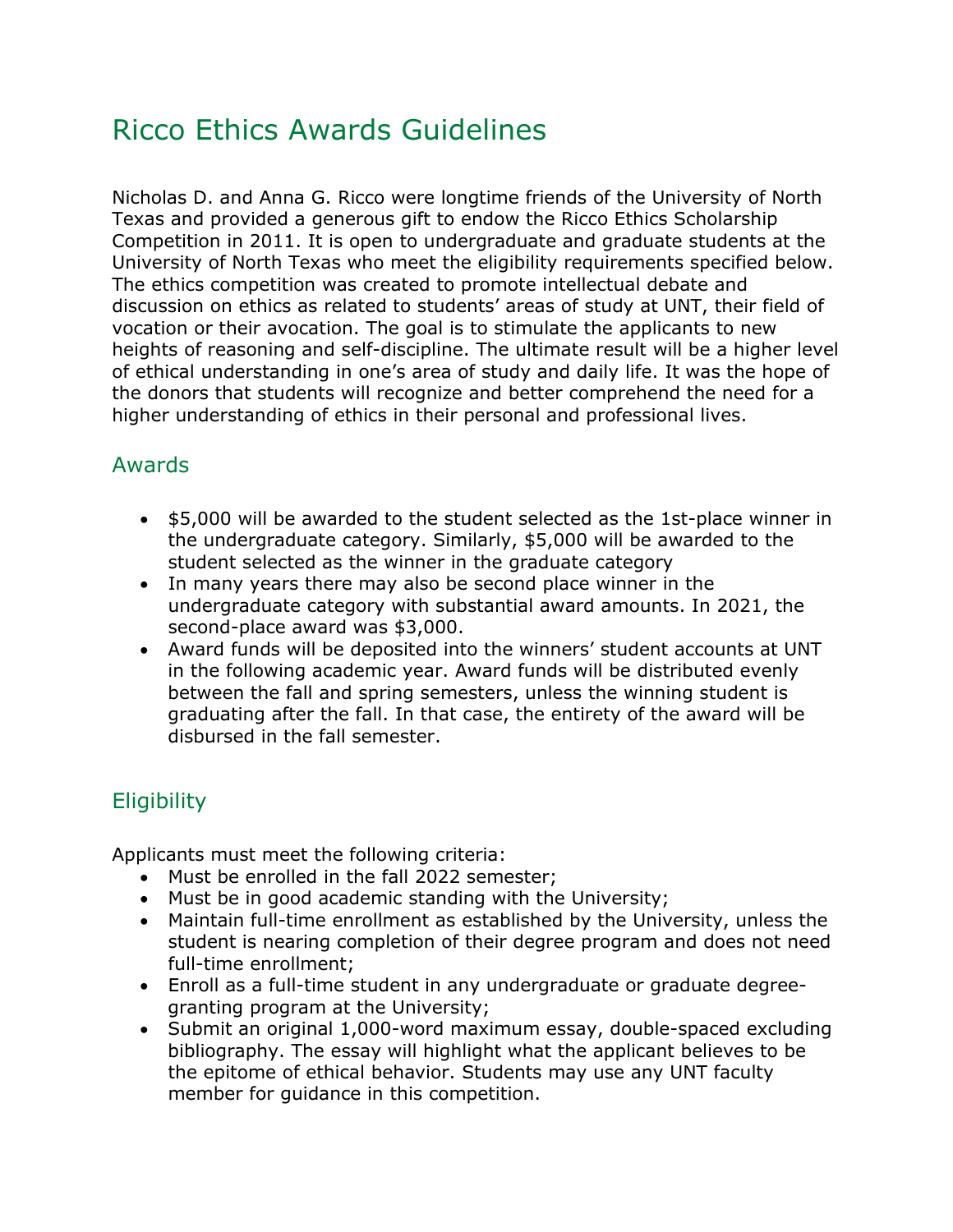# Ricco Ethics Awards Guidelines

Nicholas D. and Anna G. Ricco were longtime friends of the University of North Texas and provided a generous gift to endow the Ricco Ethics Scholarship Competition in 2011. It is open to undergraduate and graduate students at the University of North Texas who meet the eligibility requirements specified below. The ethics competition was created to promote intellectual debate and discussion on ethics as related to students' areas of study at UNT, their field of vocation or their avocation. The goal is to stimulate the applicants to new heights of reasoning and self-discipline. The ultimate result will be a higher level of ethical understanding in one's area of study and daily life. It was the hope of the donors that students will recognize and better comprehend the need for a higher understanding of ethics in their personal and professional lives.

## Awards

- $5,000 will be awarded to the student selected as the 1st-place winner in the undergraduate category. Similarly, $5,000 will be awarded to the student selected as the winner in the graduate category
- In many years there may also be second place winner in the undergraduate category with substantial award amounts. In 2021, the second-place award was $3,000.
- Award funds will be deposited into the winners' student accounts at UNT in the following academic year. Award funds will be distributed evenly between the fall and spring semesters, unless the winning student is graduating after the fall. In that case, the entirety of the award will be disbursed in the fall semester.

## Eligibility

Applicants must meet the following criteria:

- Must be enrolled in the fall 2022 semester;
- Must be in good academic standing with the University;
- Maintain full-time enrollment as established by the University, unless the student is nearing completion of their degree program and does not need full-time enrollment;
- Enroll as a full-time student in any undergraduate or graduate degree-granting program at the University;
- Submit an original 1,000-word maximum essay, double-spaced excluding bibliography. The essay will highlight what the applicant believes to be the epitome of ethical behavior. Students may use any UNT faculty member for guidance in this competition.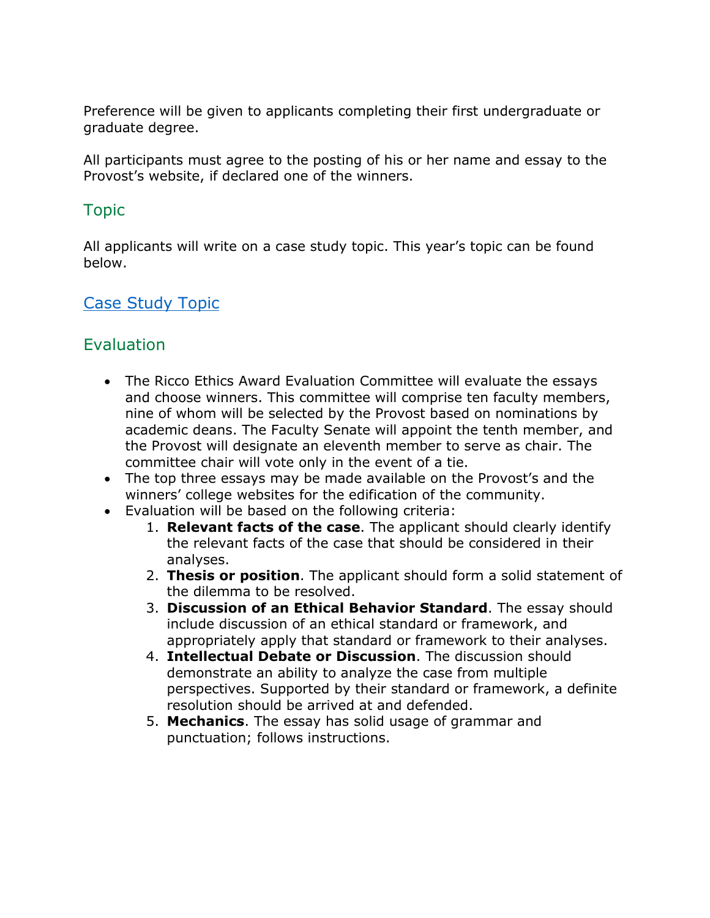Preference will be given to applicants completing their first undergraduate or graduate degree.

All participants must agree to the posting of his or her name and essay to the Provost's website, if declared one of the winners.

## Topic

All applicants will write on a case study topic. This year's topic can be found below.

[Case Study Topic]

## Evaluation

- The Ricco Ethics Award Evaluation Committee will evaluate the essays and choose winners. This committee will comprise ten faculty members, nine of whom will be selected by the Provost based on nominations by academic deans. The Faculty Senate will appoint the tenth member, and the Provost will designate an eleventh member to serve as chair. The committee chair will vote only in the event of a tie.
- The top three essays may be made available on the Provost's and the winners' college websites for the edification of the community.
- Evaluation will be based on the following criteria:
  1. **Relevant facts of the case**. The applicant should clearly identify the relevant facts of the case that should be considered in their analyses.
  2. **Thesis or position**. The applicant should form a solid statement of the dilemma to be resolved.
  3. **Discussion of an Ethical Behavior Standard**. The essay should include discussion of an ethical standard or framework, and appropriately apply that standard or framework to their analyses.
  4. **Intellectual Debate or Discussion**. The discussion should demonstrate an ability to analyze the case from multiple perspectives. Supported by their standard or framework, a definite resolution should be arrived at and defended.
  5. **Mechanics**. The essay has solid usage of grammar and punctuation; follows instructions.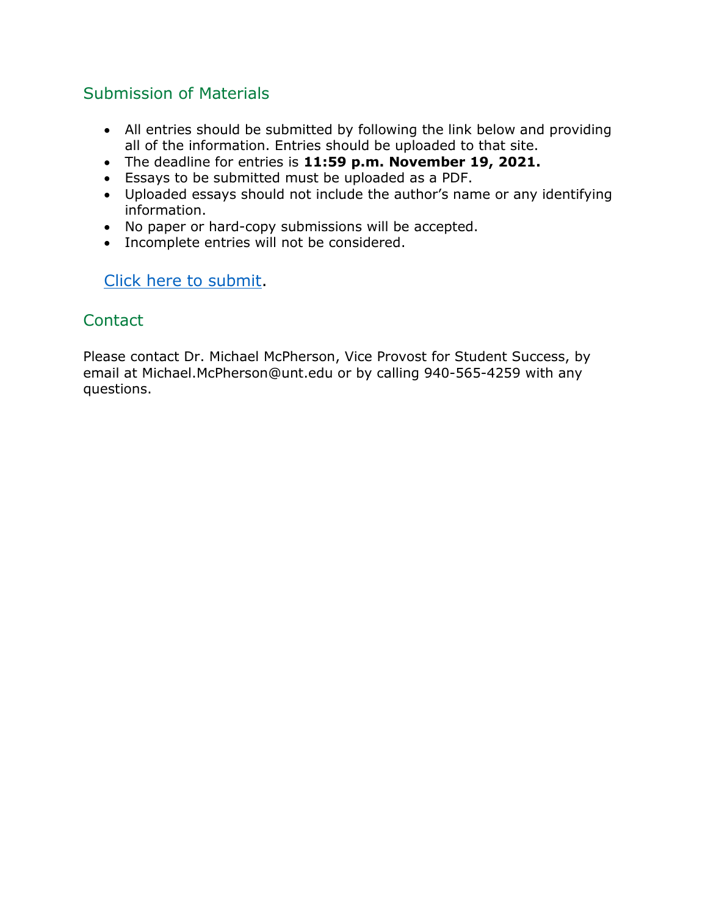## Submission of Materials

- All entries should be submitted by following the link below and providing all of the information. Entries should be uploaded to that site.
- The deadline for entries is **11:59 p.m. November 19, 2021.**
- Essays to be submitted must be uploaded as a PDF.
- Uploaded essays should not include the author's name or any identifying information.
- No paper or hard-copy submissions will be accepted.
- Incomplete entries will not be considered.

Click here to submit.

## Contact

Please contact Dr. Michael McPherson, Vice Provost for Student Success, by email at Michael.McPherson@unt.edu or by calling 940-565-4259 with any questions.